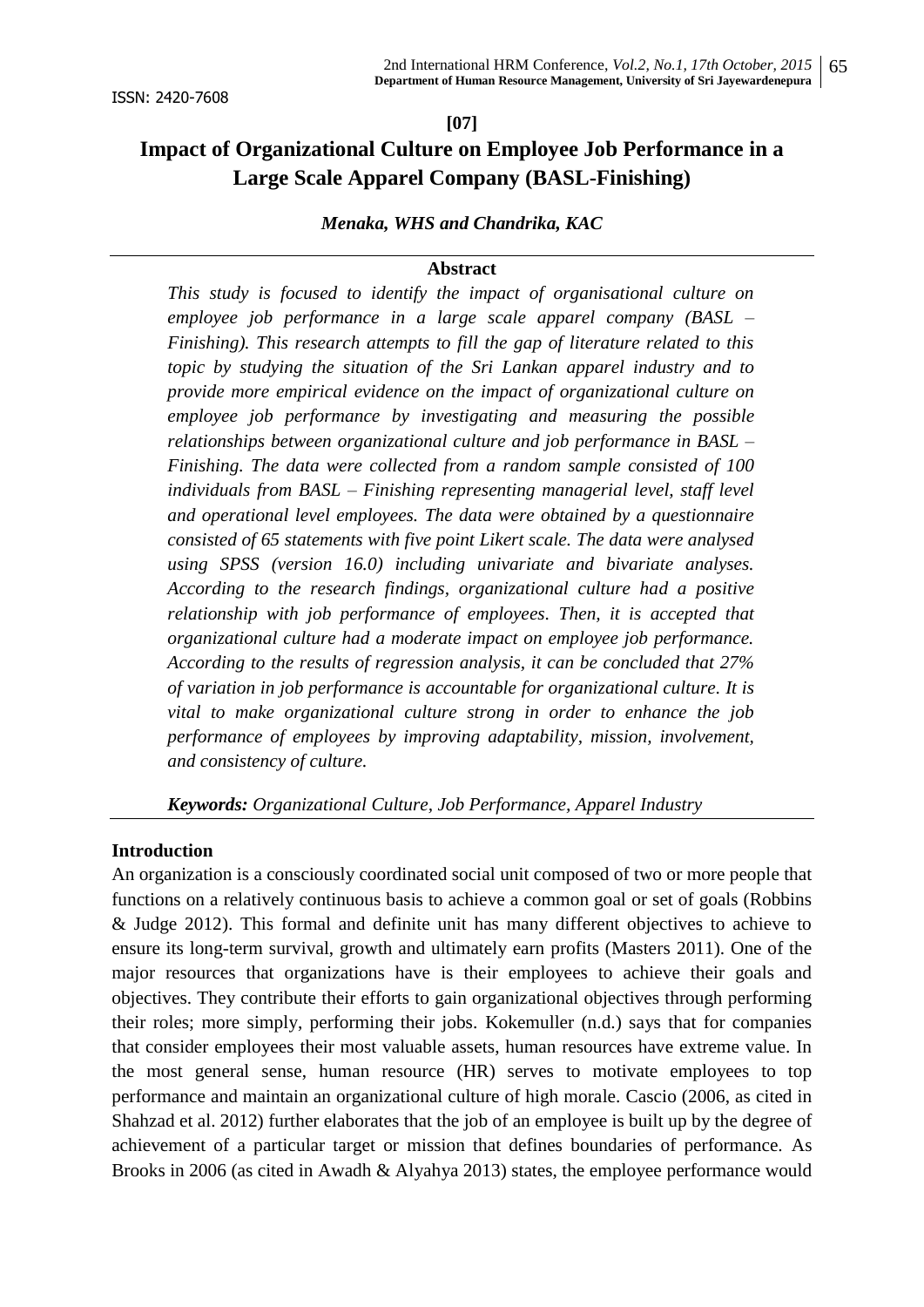ISSN: 2420-7608

**[07]**

# Impact of Organizational Culture on Employee Job Performance in a Large Scale Apparel Company (BASL-Finishing)

***Menaka, WHS and Chandrika, KAC***

## Abstract

*This study is focused to identify the impact of organisational culture on employee job performance in a large scale apparel company (BASL – Finishing). This research attempts to fill the gap of literature related to this topic by studying the situation of the Sri Lankan apparel industry and to provide more empirical evidence on the impact of organizational culture on employee job performance by investigating and measuring the possible relationships between organizational culture and job performance in BASL – Finishing. The data were collected from a random sample consisted of 100 individuals from BASL – Finishing representing managerial level, staff level and operational level employees. The data were obtained by a questionnaire consisted of 65 statements with five point Likert scale. The data were analysed using SPSS (version 16.0) including univariate and bivariate analyses. According to the research findings, organizational culture had a positive relationship with job performance of employees. Then, it is accepted that organizational culture had a moderate impact on employee job performance. According to the results of regression analysis, it can be concluded that 27% of variation in job performance is accountable for organizational culture. It is vital to make organizational culture strong in order to enhance the job performance of employees by improving adaptability, mission, involvement, and consistency of culture.*

***Keywords:*** *Organizational Culture, Job Performance, Apparel Industry*

## Introduction

An organization is a consciously coordinated social unit composed of two or more people that functions on a relatively continuous basis to achieve a common goal or set of goals (Robbins & Judge 2012). This formal and definite unit has many different objectives to achieve to ensure its long-term survival, growth and ultimately earn profits (Masters 2011). One of the major resources that organizations have is their employees to achieve their goals and objectives. They contribute their efforts to gain organizational objectives through performing their roles; more simply, performing their jobs. Kokemuller (n.d.) says that for companies that consider employees their most valuable assets, human resources have extreme value. In the most general sense, human resource (HR) serves to motivate employees to top performance and maintain an organizational culture of high morale. Cascio (2006, as cited in Shahzad et al. 2012) further elaborates that the job of an employee is built up by the degree of achievement of a particular target or mission that defines boundaries of performance. As Brooks in 2006 (as cited in Awadh & Alyahya 2013) states, the employee performance would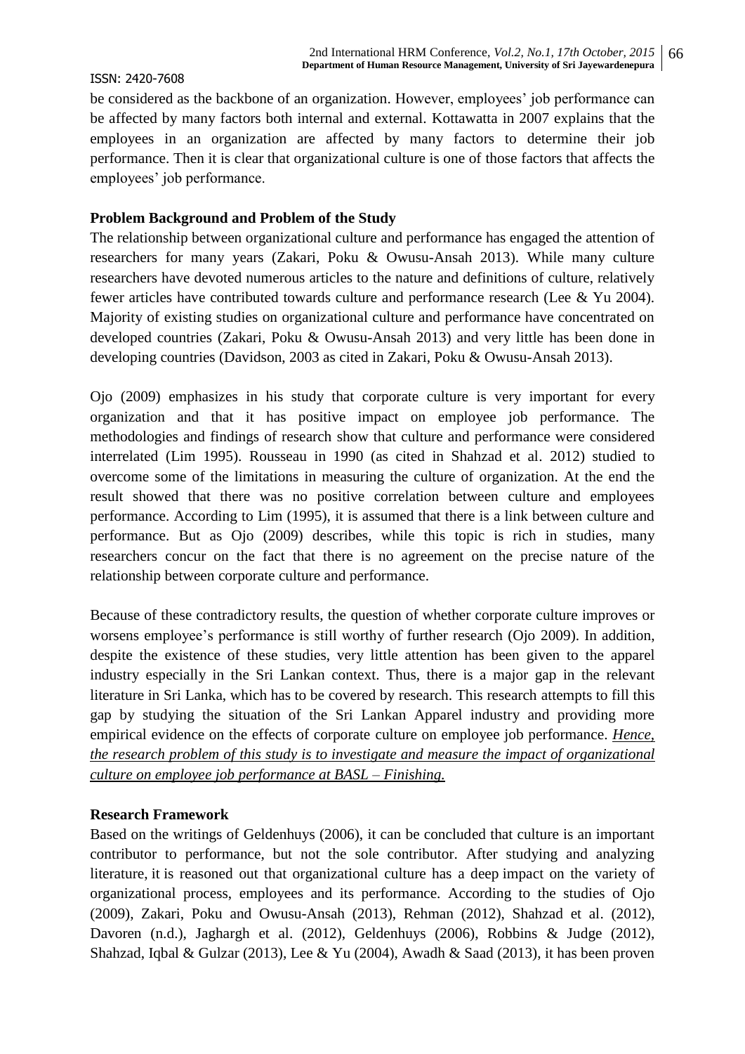be considered as the backbone of an organization. However, employees' job performance can be affected by many factors both internal and external. Kottawatta in 2007 explains that the employees in an organization are affected by many factors to determine their job performance. Then it is clear that organizational culture is one of those factors that affects the employees' job performance.

**Problem Background and Problem of the Study**

The relationship between organizational culture and performance has engaged the attention of researchers for many years (Zakari, Poku & Owusu-Ansah 2013). While many culture researchers have devoted numerous articles to the nature and definitions of culture, relatively fewer articles have contributed towards culture and performance research (Lee & Yu 2004). Majority of existing studies on organizational culture and performance have concentrated on developed countries (Zakari, Poku & Owusu-Ansah 2013) and very little has been done in developing countries (Davidson, 2003 as cited in Zakari, Poku & Owusu-Ansah 2013).

Ojo (2009) emphasizes in his study that corporate culture is very important for every organization and that it has positive impact on employee job performance. The methodologies and findings of research show that culture and performance were considered interrelated (Lim 1995). Rousseau in 1990 (as cited in Shahzad et al. 2012) studied to overcome some of the limitations in measuring the culture of organization. At the end the result showed that there was no positive correlation between culture and employees performance. According to Lim (1995), it is assumed that there is a link between culture and performance. But as Ojo (2009) describes, while this topic is rich in studies, many researchers concur on the fact that there is no agreement on the precise nature of the relationship between corporate culture and performance.

Because of these contradictory results, the question of whether corporate culture improves or worsens employee's performance is still worthy of further research (Ojo 2009). In addition, despite the existence of these studies, very little attention has been given to the apparel industry especially in the Sri Lankan context. Thus, there is a major gap in the relevant literature in Sri Lanka, which has to be covered by research. This research attempts to fill this gap by studying the situation of the Sri Lankan Apparel industry and providing more empirical evidence on the effects of corporate culture on employee job performance. *Hence, the research problem of this study is to investigate and measure the impact of organizational culture on employee job performance at BASL – Finishing.*

**Research Framework**

Based on the writings of Geldenhuys (2006), it can be concluded that culture is an important contributor to performance, but not the sole contributor. After studying and analyzing literature, it is reasoned out that organizational culture has a deep impact on the variety of organizational process, employees and its performance. According to the studies of Ojo (2009), Zakari, Poku and Owusu-Ansah (2013), Rehman (2012), Shahzad et al. (2012), Davoren (n.d.), Jaghargh et al. (2012), Geldenhuys (2006), Robbins & Judge (2012), Shahzad, Iqbal & Gulzar (2013), Lee & Yu (2004), Awadh & Saad (2013), it has been proven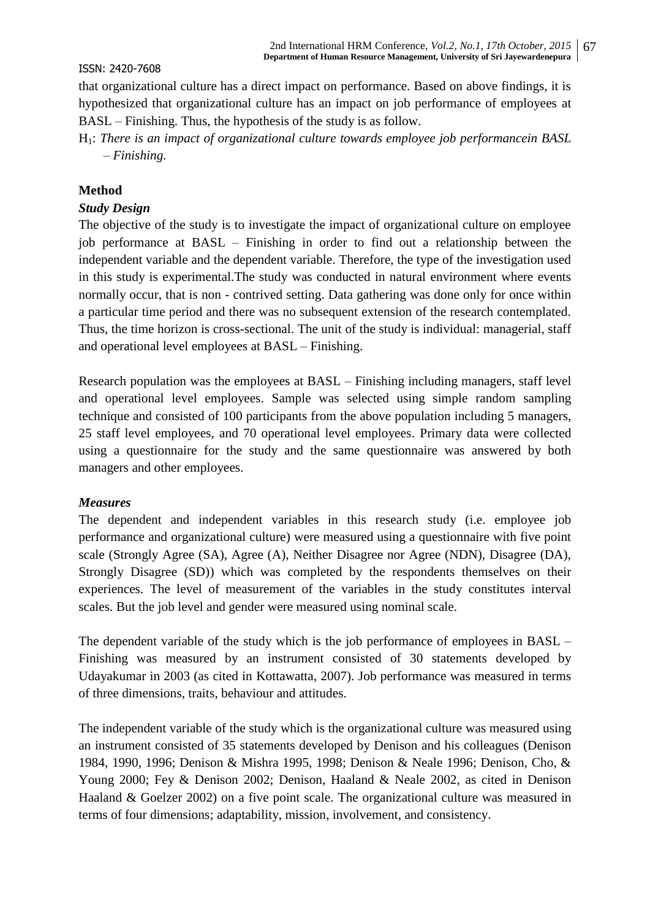that organizational culture has a direct impact on performance. Based on above findings, it is hypothesized that organizational culture has an impact on job performance of employees at BASL – Finishing. Thus, the hypothesis of the study is as follow.

$H_1$: *There is an impact of organizational culture towards employee job performancein BASL – Finishing.*

## Method

### *Study Design*

The objective of the study is to investigate the impact of organizational culture on employee job performance at BASL – Finishing in order to find out a relationship between the independent variable and the dependent variable. Therefore, the type of the investigation used in this study is experimental.The study was conducted in natural environment where events normally occur, that is non - contrived setting. Data gathering was done only for once within a particular time period and there was no subsequent extension of the research contemplated. Thus, the time horizon is cross-sectional. The unit of the study is individual: managerial, staff and operational level employees at BASL – Finishing.

Research population was the employees at BASL – Finishing including managers, staff level and operational level employees. Sample was selected using simple random sampling technique and consisted of 100 participants from the above population including 5 managers, 25 staff level employees, and 70 operational level employees. Primary data were collected using a questionnaire for the study and the same questionnaire was answered by both managers and other employees.

### *Measures*

The dependent and independent variables in this research study (i.e. employee job performance and organizational culture) were measured using a questionnaire with five point scale (Strongly Agree (SA), Agree (A), Neither Disagree nor Agree (NDN), Disagree (DA), Strongly Disagree (SD)) which was completed by the respondents themselves on their experiences. The level of measurement of the variables in the study constitutes interval scales. But the job level and gender were measured using nominal scale.

The dependent variable of the study which is the job performance of employees in BASL – Finishing was measured by an instrument consisted of 30 statements developed by Udayakumar in 2003 (as cited in Kottawatta, 2007). Job performance was measured in terms of three dimensions, traits, behaviour and attitudes.

The independent variable of the study which is the organizational culture was measured using an instrument consisted of 35 statements developed by Denison and his colleagues (Denison 1984, 1990, 1996; Denison & Mishra 1995, 1998; Denison & Neale 1996; Denison, Cho, & Young 2000; Fey & Denison 2002; Denison, Haaland & Neale 2002, as cited in Denison Haaland & Goelzer 2002) on a five point scale. The organizational culture was measured in terms of four dimensions; adaptability, mission, involvement, and consistency.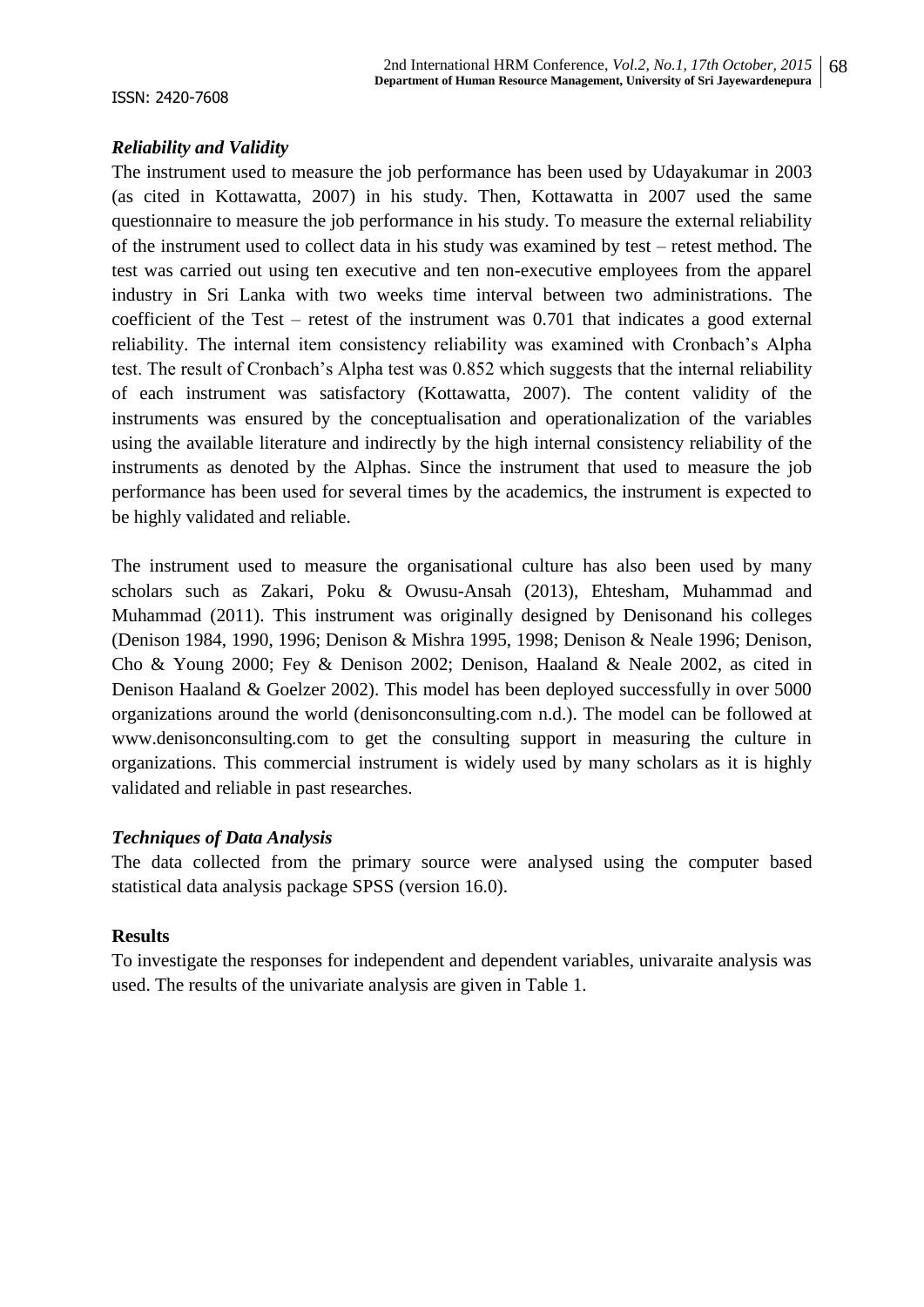### *Reliability and Validity*

The instrument used to measure the job performance has been used by Udayakumar in 2003 (as cited in Kottawatta, 2007) in his study. Then, Kottawatta in 2007 used the same questionnaire to measure the job performance in his study. To measure the external reliability of the instrument used to collect data in his study was examined by test – retest method. The test was carried out using ten executive and ten non-executive employees from the apparel industry in Sri Lanka with two weeks time interval between two administrations. The coefficient of the Test – retest of the instrument was 0.701 that indicates a good external reliability. The internal item consistency reliability was examined with Cronbach's Alpha test. The result of Cronbach's Alpha test was 0.852 which suggests that the internal reliability of each instrument was satisfactory (Kottawatta, 2007). The content validity of the instruments was ensured by the conceptualisation and operationalization of the variables using the available literature and indirectly by the high internal consistency reliability of the instruments as denoted by the Alphas. Since the instrument that used to measure the job performance has been used for several times by the academics, the instrument is expected to be highly validated and reliable.

The instrument used to measure the organisational culture has also been used by many scholars such as Zakari, Poku & Owusu-Ansah (2013), Ehtesham, Muhammad and Muhammad (2011). This instrument was originally designed by Denisonand his colleges (Denison 1984, 1990, 1996; Denison & Mishra 1995, 1998; Denison & Neale 1996; Denison, Cho & Young 2000; Fey & Denison 2002; Denison, Haaland & Neale 2002, as cited in Denison Haaland & Goelzer 2002). This model has been deployed successfully in over 5000 organizations around the world (denisonconsulting.com n.d.). The model can be followed at www.denisonconsulting.com to get the consulting support in measuring the culture in organizations. This commercial instrument is widely used by many scholars as it is highly validated and reliable in past researches.

### *Techniques of Data Analysis*

The data collected from the primary source were analysed using the computer based statistical data analysis package SPSS (version 16.0).

### **Results**

To investigate the responses for independent and dependent variables, univaraite analysis was used. The results of the univariate analysis are given in Table 1.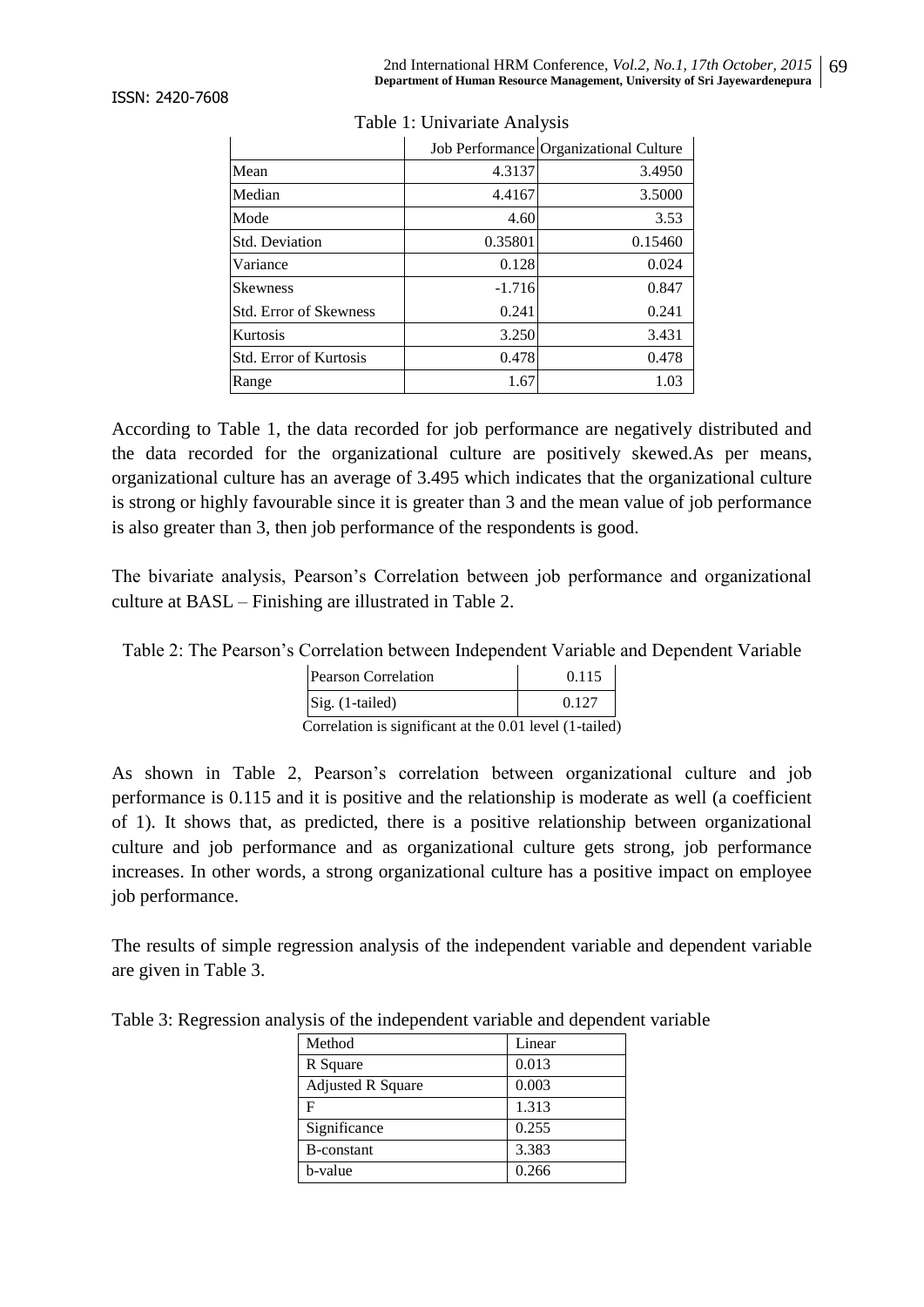Table 1: Univariate Analysis

| | Job Performance | Organizational Culture |
|---|---|---|
| Mean | 4.3137 | 3.4950 |
| Median | 4.4167 | 3.5000 |
| Mode | 4.60 | 3.53 |
| Std. Deviation | 0.35801 | 0.15460 |
| Variance | 0.128 | 0.024 |
| Skewness | -1.716 | 0.847 |
| Std. Error of Skewness | 0.241 | 0.241 |
| Kurtosis | 3.250 | 3.431 |
| Std. Error of Kurtosis | 0.478 | 0.478 |
| Range | 1.67 | 1.03 |

According to Table 1, the data recorded for job performance are negatively distributed and the data recorded for the organizational culture are positively skewed.As per means, organizational culture has an average of 3.495 which indicates that the organizational culture is strong or highly favourable since it is greater than 3 and the mean value of job performance is also greater than 3, then job performance of the respondents is good.

The bivariate analysis, Pearson's Correlation between job performance and organizational culture at BASL – Finishing are illustrated in Table 2.

Table 2: The Pearson's Correlation between Independent Variable and Dependent Variable

| Pearson Correlation | 0.115 |
|---|---|
| Sig. (1-tailed) | 0.127 |

Correlation is significant at the 0.01 level (1-tailed)

As shown in Table 2, Pearson's correlation between organizational culture and job performance is 0.115 and it is positive and the relationship is moderate as well (a coefficient of 1). It shows that, as predicted, there is a positive relationship between organizational culture and job performance and as organizational culture gets strong, job performance increases. In other words, a strong organizational culture has a positive impact on employee job performance.

The results of simple regression analysis of the independent variable and dependent variable are given in Table 3.

Table 3: Regression analysis of the independent variable and dependent variable

| Method | Linear |
|---|---|
| R Square | 0.013 |
| Adjusted R Square | 0.003 |
| F | 1.313 |
| Significance | 0.255 |
| B-constant | 3.383 |
| b-value | 0.266 |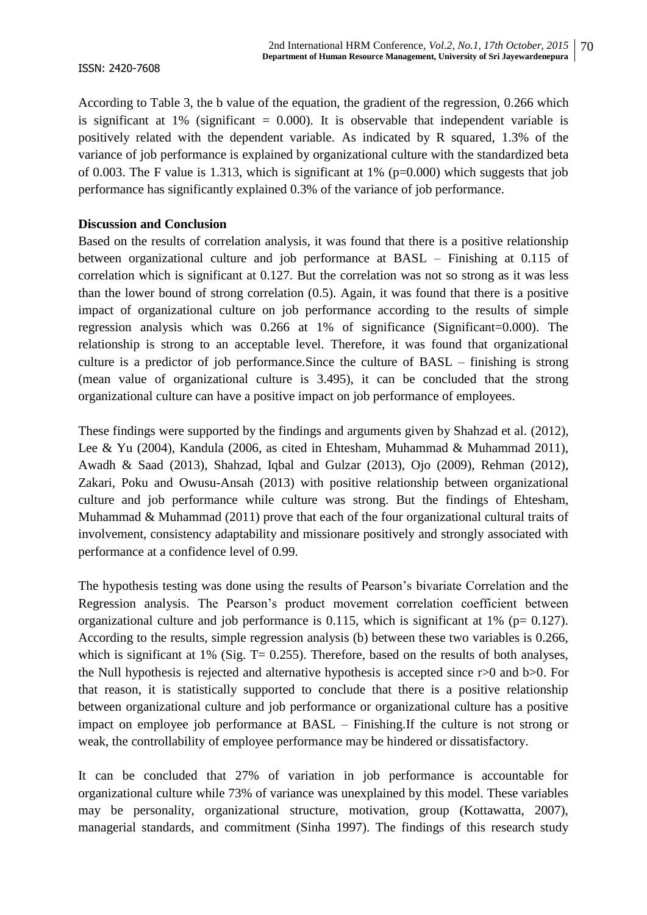According to Table 3, the b value of the equation, the gradient of the regression, 0.266 which is significant at 1% (significant = 0.000). It is observable that independent variable is positively related with the dependent variable. As indicated by R squared, 1.3% of the variance of job performance is explained by organizational culture with the standardized beta of 0.003. The F value is 1.313, which is significant at 1% (p=0.000) which suggests that job performance has significantly explained 0.3% of the variance of job performance.

**Discussion and Conclusion**

Based on the results of correlation analysis, it was found that there is a positive relationship between organizational culture and job performance at BASL – Finishing at 0.115 of correlation which is significant at 0.127. But the correlation was not so strong as it was less than the lower bound of strong correlation (0.5). Again, it was found that there is a positive impact of organizational culture on job performance according to the results of simple regression analysis which was 0.266 at 1% of significance (Significant=0.000). The relationship is strong to an acceptable level. Therefore, it was found that organizational culture is a predictor of job performance.Since the culture of BASL – finishing is strong (mean value of organizational culture is 3.495), it can be concluded that the strong organizational culture can have a positive impact on job performance of employees.

These findings were supported by the findings and arguments given by Shahzad et al. (2012), Lee & Yu (2004), Kandula (2006, as cited in Ehtesham, Muhammad & Muhammad 2011), Awadh & Saad (2013), Shahzad, Iqbal and Gulzar (2013), Ojo (2009), Rehman (2012), Zakari, Poku and Owusu-Ansah (2013) with positive relationship between organizational culture and job performance while culture was strong. But the findings of Ehtesham, Muhammad & Muhammad (2011) prove that each of the four organizational cultural traits of involvement, consistency adaptability and missionare positively and strongly associated with performance at a confidence level of 0.99.

The hypothesis testing was done using the results of Pearson's bivariate Correlation and the Regression analysis. The Pearson's product movement correlation coefficient between organizational culture and job performance is 0.115, which is significant at 1% (p= 0.127). According to the results, simple regression analysis (b) between these two variables is 0.266, which is significant at 1% (Sig. T= 0.255). Therefore, based on the results of both analyses, the Null hypothesis is rejected and alternative hypothesis is accepted since r>0 and b>0. For that reason, it is statistically supported to conclude that there is a positive relationship between organizational culture and job performance or organizational culture has a positive impact on employee job performance at BASL – Finishing.If the culture is not strong or weak, the controllability of employee performance may be hindered or dissatisfactory.

It can be concluded that 27% of variation in job performance is accountable for organizational culture while 73% of variance was unexplained by this model. These variables may be personality, organizational structure, motivation, group (Kottawatta, 2007), managerial standards, and commitment (Sinha 1997). The findings of this research study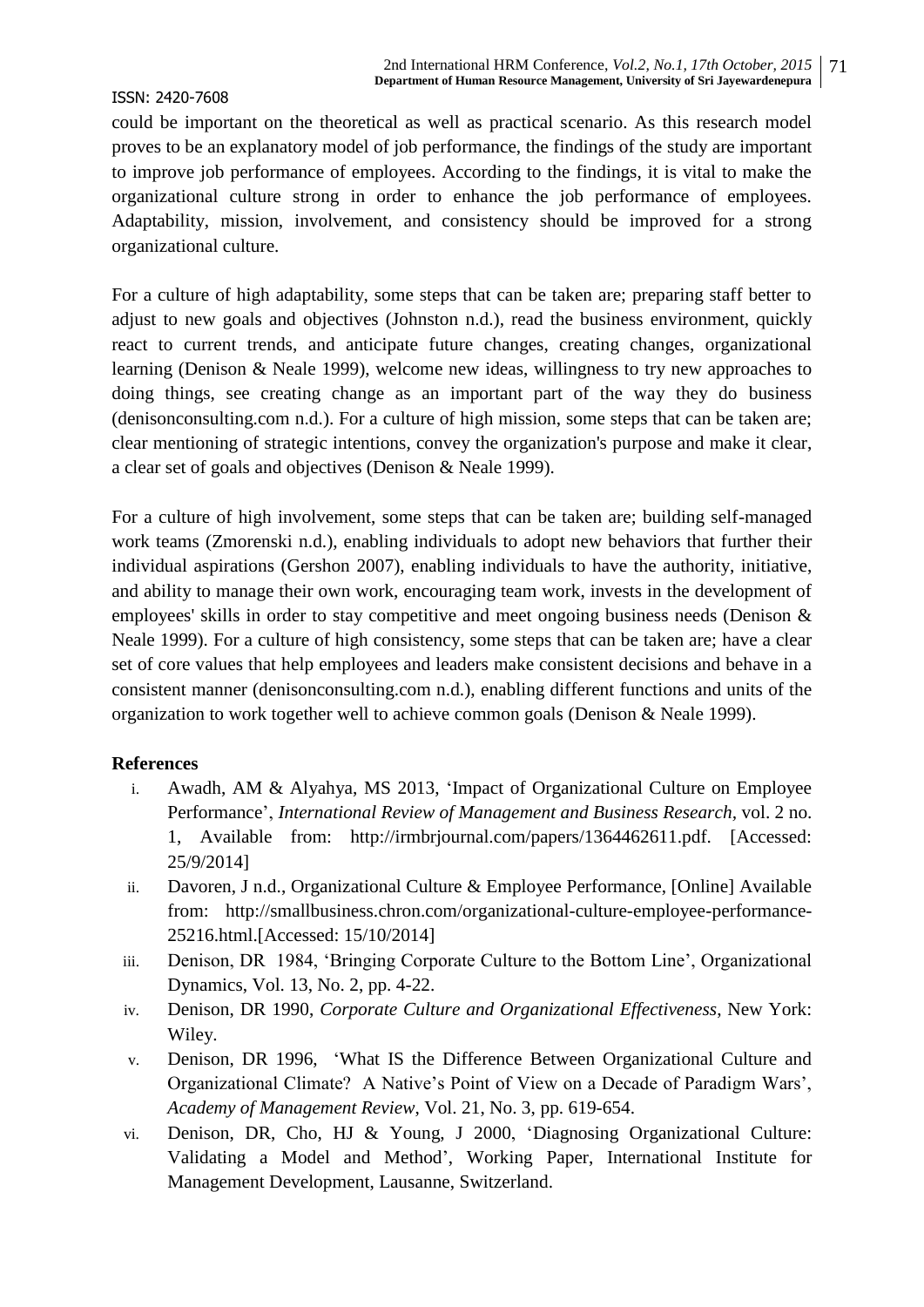could be important on the theoretical as well as practical scenario. As this research model proves to be an explanatory model of job performance, the findings of the study are important to improve job performance of employees. According to the findings, it is vital to make the organizational culture strong in order to enhance the job performance of employees. Adaptability, mission, involvement, and consistency should be improved for a strong organizational culture.

For a culture of high adaptability, some steps that can be taken are; preparing staff better to adjust to new goals and objectives (Johnston n.d.), read the business environment, quickly react to current trends, and anticipate future changes, creating changes, organizational learning (Denison & Neale 1999), welcome new ideas, willingness to try new approaches to doing things, see creating change as an important part of the way they do business (denisonconsulting.com n.d.). For a culture of high mission, some steps that can be taken are; clear mentioning of strategic intentions, convey the organization's purpose and make it clear, a clear set of goals and objectives (Denison & Neale 1999).

For a culture of high involvement, some steps that can be taken are; building self-managed work teams (Zmorenski n.d.), enabling individuals to adopt new behaviors that further their individual aspirations (Gershon 2007), enabling individuals to have the authority, initiative, and ability to manage their own work, encouraging team work, invests in the development of employees' skills in order to stay competitive and meet ongoing business needs (Denison & Neale 1999). For a culture of high consistency, some steps that can be taken are; have a clear set of core values that help employees and leaders make consistent decisions and behave in a consistent manner (denisonconsulting.com n.d.), enabling different functions and units of the organization to work together well to achieve common goals (Denison & Neale 1999).

**References**

i. Awadh, AM & Alyahya, MS 2013, 'Impact of Organizational Culture on Employee Performance', *International Review of Management and Business Research*, vol. 2 no. 1, Available from: http://irmbrjournal.com/papers/1364462611.pdf. [Accessed: 25/9/2014]

ii. Davoren, J n.d., Organizational Culture & Employee Performance, [Online] Available from: http://smallbusiness.chron.com/organizational-culture-employee-performance-25216.html.[Accessed: 15/10/2014]

iii. Denison, DR 1984, 'Bringing Corporate Culture to the Bottom Line', Organizational Dynamics, Vol. 13, No. 2, pp. 4-22.

iv. Denison, DR 1990, *Corporate Culture and Organizational Effectiveness*, New York: Wiley.

v. Denison, DR 1996, 'What IS the Difference Between Organizational Culture and Organizational Climate? A Native's Point of View on a Decade of Paradigm Wars', *Academy of Management Review*, Vol. 21, No. 3, pp. 619-654.

vi. Denison, DR, Cho, HJ & Young, J 2000, 'Diagnosing Organizational Culture: Validating a Model and Method', Working Paper, International Institute for Management Development, Lausanne, Switzerland.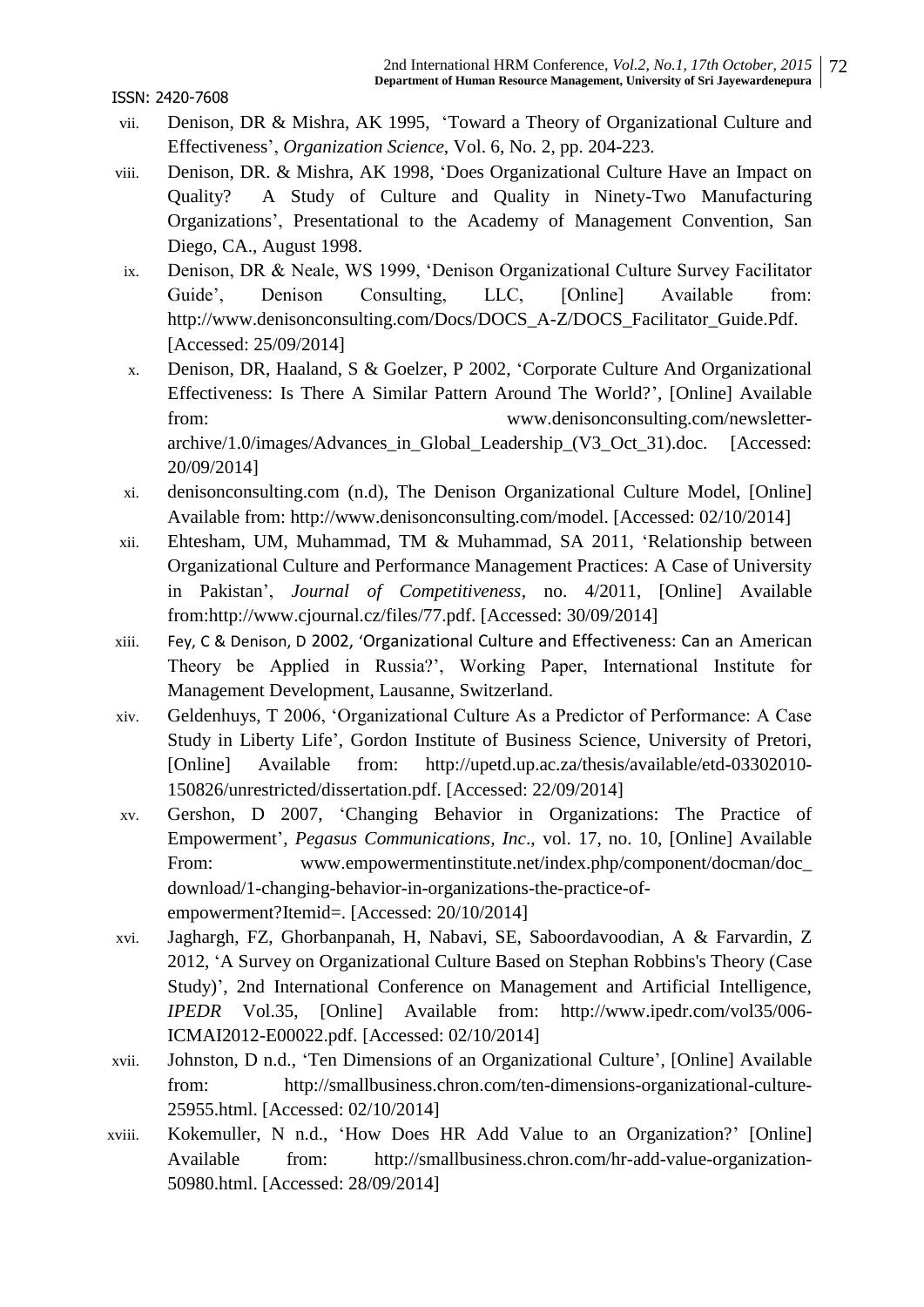vii. Denison, DR & Mishra, AK 1995, 'Toward a Theory of Organizational Culture and Effectiveness', *Organization Science*, Vol. 6, No. 2, pp. 204-223.

viii. Denison, DR. & Mishra, AK 1998, 'Does Organizational Culture Have an Impact on Quality? A Study of Culture and Quality in Ninety-Two Manufacturing Organizations', Presentational to the Academy of Management Convention, San Diego, CA., August 1998.

ix. Denison, DR & Neale, WS 1999, 'Denison Organizational Culture Survey Facilitator Guide', Denison Consulting, LLC, [Online] Available from: http://www.denisonconsulting.com/Docs/DOCS_A-Z/DOCS_Facilitator_Guide.Pdf. [Accessed: 25/09/2014]

x. Denison, DR, Haaland, S & Goelzer, P 2002, 'Corporate Culture And Organizational Effectiveness: Is There A Similar Pattern Around The World?', [Online] Available from: www.denisonconsulting.com/newsletter-archive/1.0/images/Advances_in_Global_Leadership_(V3_Oct_31).doc. [Accessed: 20/09/2014]

xi. denisonconsulting.com (n.d), The Denison Organizational Culture Model, [Online] Available from: http://www.denisonconsulting.com/model. [Accessed: 02/10/2014]

xii. Ehtesham, UM, Muhammad, TM & Muhammad, SA 2011, 'Relationship between Organizational Culture and Performance Management Practices: A Case of University in Pakistan', *Journal of Competitiveness*, no. 4/2011, [Online] Available from:http://www.cjournal.cz/files/77.pdf. [Accessed: 30/09/2014]

xiii. Fey, C & Denison, D 2002, 'Organizational Culture and Effectiveness: Can an American Theory be Applied in Russia?', Working Paper, International Institute for Management Development, Lausanne, Switzerland.

xiv. Geldenhuys, T 2006, 'Organizational Culture As a Predictor of Performance: A Case Study in Liberty Life', Gordon Institute of Business Science, University of Pretori, [Online] Available from: http://upetd.up.ac.za/thesis/available/etd-03302010-150826/unrestricted/dissertation.pdf. [Accessed: 22/09/2014]

xv. Gershon, D 2007, 'Changing Behavior in Organizations: The Practice of Empowerment', *Pegasus Communications, Inc*., vol. 17, no. 10, [Online] Available From: www.empowermentinstitute.net/index.php/component/docman/doc_download/1-changing-behavior-in-organizations-the-practice-of-empowerment?Itemid=. [Accessed: 20/10/2014]

xvi. Jaghargh, FZ, Ghorbanpanah, H, Nabavi, SE, Saboordavoodian, A & Farvardin, Z 2012, 'A Survey on Organizational Culture Based on Stephan Robbins's Theory (Case Study)', 2nd International Conference on Management and Artificial Intelligence, *IPEDR* Vol.35, [Online] Available from: http://www.ipedr.com/vol35/006-ICMAI2012-E00022.pdf. [Accessed: 02/10/2014]

xvii. Johnston, D n.d., 'Ten Dimensions of an Organizational Culture', [Online] Available from: http://smallbusiness.chron.com/ten-dimensions-organizational-culture-25955.html. [Accessed: 02/10/2014]

xviii. Kokemuller, N n.d., 'How Does HR Add Value to an Organization?' [Online] Available from: http://smallbusiness.chron.com/hr-add-value-organization-50980.html. [Accessed: 28/09/2014]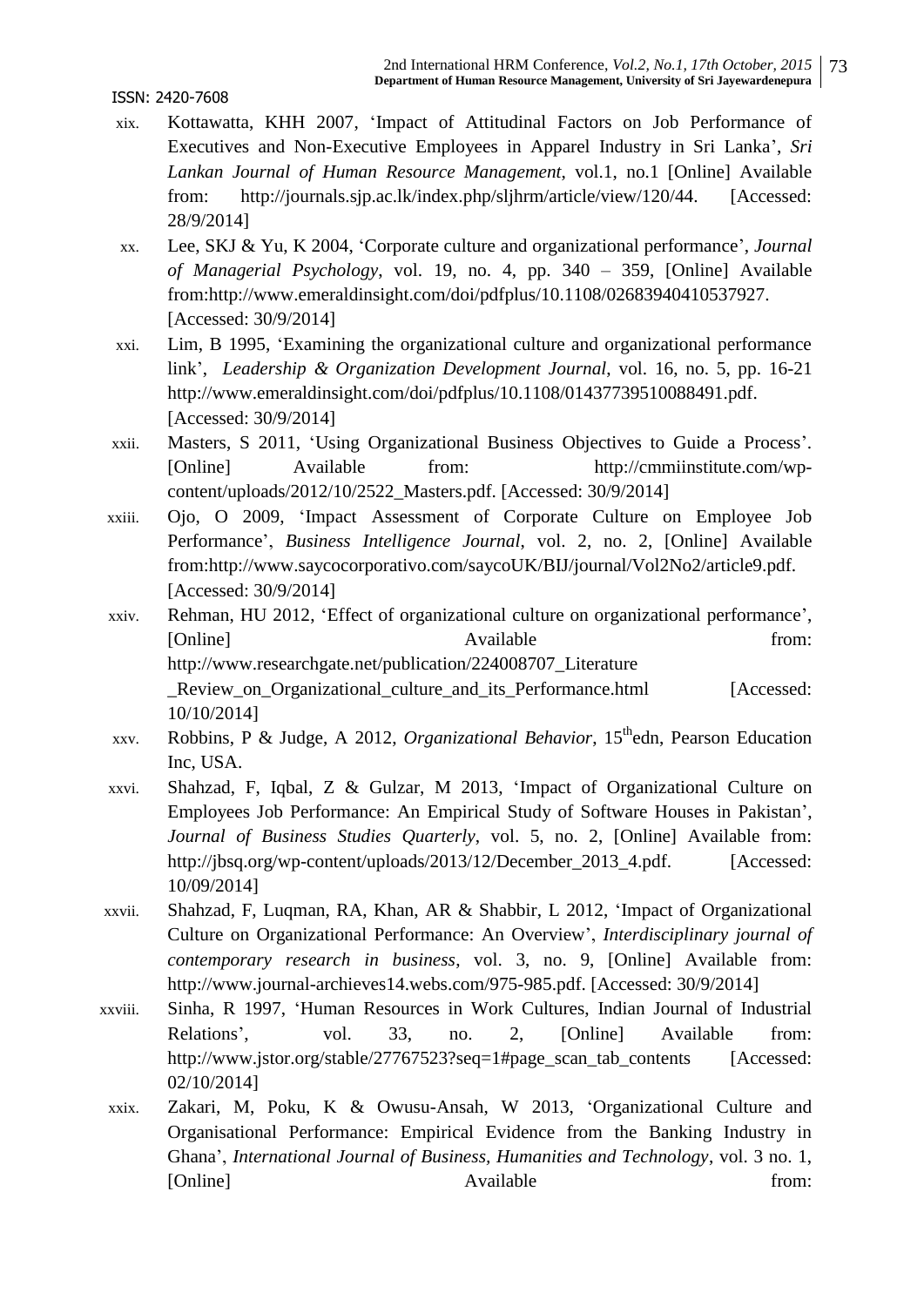- xix. Kottawatta, KHH 2007, 'Impact of Attitudinal Factors on Job Performance of Executives and Non-Executive Employees in Apparel Industry in Sri Lanka', *Sri Lankan Journal of Human Resource Management*, vol.1, no.1 [Online] Available from: http://journals.sjp.ac.lk/index.php/sljhrm/article/view/120/44. [Accessed: 28/9/2014]
- xx. Lee, SKJ & Yu, K 2004, 'Corporate culture and organizational performance', *Journal of Managerial Psychology*, vol. 19, no. 4, pp. 340 – 359, [Online] Available from:http://www.emeraldinsight.com/doi/pdfplus/10.1108/02683940410537927. [Accessed: 30/9/2014]
- xxi. Lim, B 1995, 'Examining the organizational culture and organizational performance link', *Leadership & Organization Development Journal*, vol. 16, no. 5, pp. 16-21 http://www.emeraldinsight.com/doi/pdfplus/10.1108/01437739510088491.pdf. [Accessed: 30/9/2014]
- xxii. Masters, S 2011, 'Using Organizational Business Objectives to Guide a Process'. [Online] Available from: http://cmmiinstitute.com/wp-content/uploads/2012/10/2522_Masters.pdf. [Accessed: 30/9/2014]
- xxiii. Ojo, O 2009, 'Impact Assessment of Corporate Culture on Employee Job Performance', *Business Intelligence Journal*, vol. 2, no. 2, [Online] Available from:http://www.saycocorporativo.com/saycoUK/BIJ/journal/Vol2No2/article9.pdf. [Accessed: 30/9/2014]
- xxiv. Rehman, HU 2012, 'Effect of organizational culture on organizational performance', [Online] Available from: http://www.researchgate.net/publication/224008707_Literature_Review_on_Organizational_culture_and_its_Performance.html [Accessed: 10/10/2014]
- xxv. Robbins, P & Judge, A 2012, *Organizational Behavior*, 15th edn, Pearson Education Inc, USA.
- xxvi. Shahzad, F, Iqbal, Z & Gulzar, M 2013, 'Impact of Organizational Culture on Employees Job Performance: An Empirical Study of Software Houses in Pakistan', *Journal of Business Studies Quarterly*, vol. 5, no. 2, [Online] Available from: http://jbsq.org/wp-content/uploads/2013/12/December_2013_4.pdf. [Accessed: 10/09/2014]
- xxvii. Shahzad, F, Luqman, RA, Khan, AR & Shabbir, L 2012, 'Impact of Organizational Culture on Organizational Performance: An Overview', *Interdisciplinary journal of contemporary research in business*, vol. 3, no. 9, [Online] Available from: http://www.journal-archieves14.webs.com/975-985.pdf. [Accessed: 30/9/2014]
- xxviii. Sinha, R 1997, 'Human Resources in Work Cultures, Indian Journal of Industrial Relations', vol. 33, no. 2, [Online] Available from: http://www.jstor.org/stable/27767523?seq=1#page_scan_tab_contents [Accessed: 02/10/2014]
- xxix. Zakari, M, Poku, K & Owusu-Ansah, W 2013, 'Organizational Culture and Organisational Performance: Empirical Evidence from the Banking Industry in Ghana', *International Journal of Business, Humanities and Technology*, vol. 3 no. 1, [Online] Available from: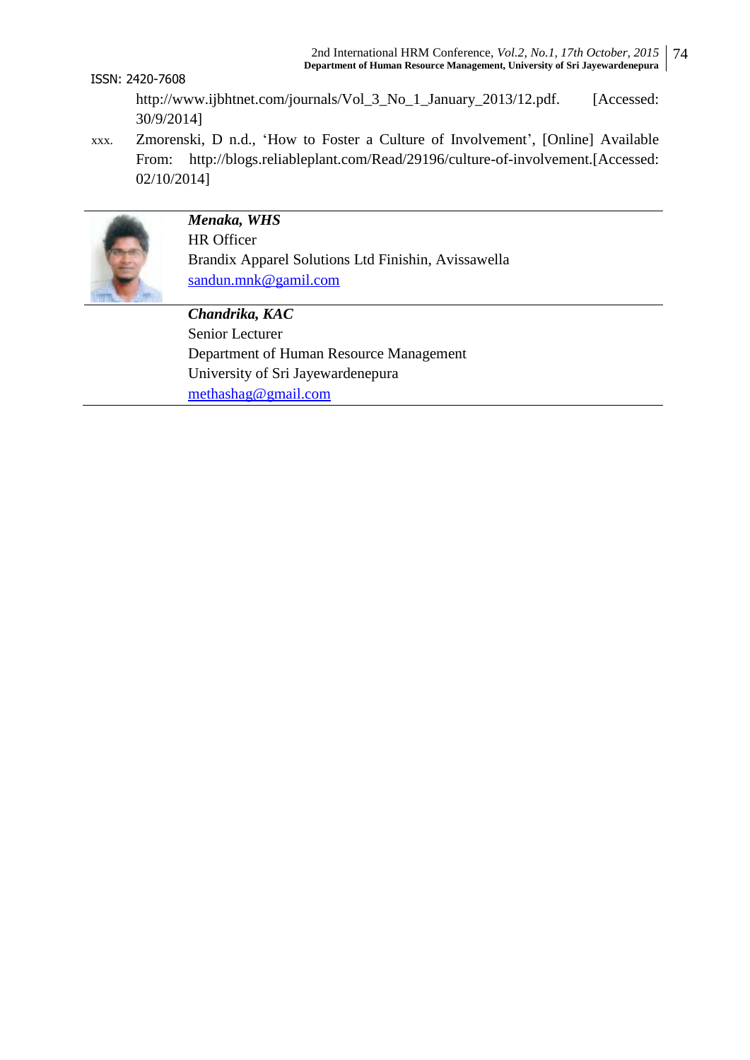http://www.ijbhtnet.com/journals/Vol_3_No_1_January_2013/12.pdf. [Accessed: 30/9/2014]

xxx. Zmorenski, D n.d., 'How to Foster a Culture of Involvement', [Online] Available From: http://blogs.reliableplant.com/Read/29196/culture-of-involvement.[Accessed: 02/10/2014]

***Menaka, WHS***
HR Officer
Brandix Apparel Solutions Ltd Finishin, Avissawella
sandun.mnk@gamil.com

***Chandrika, KAC***
Senior Lecturer
Department of Human Resource Management
University of Sri Jayewardenepura
methashag@gmail.com